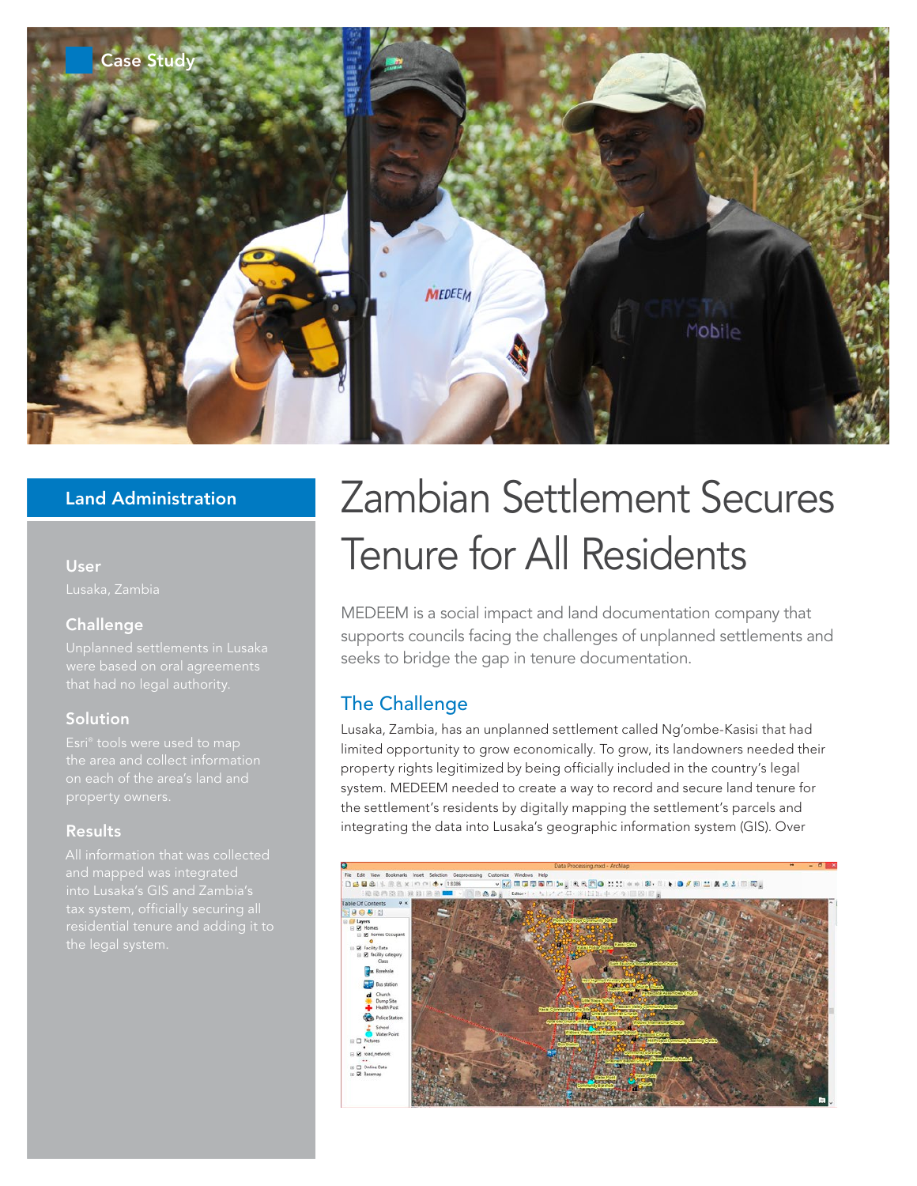Case Study

# Zambian Settlement Secures Tenure for All Residents

## Land Administration

### User

Lusaka, Zambia

### Challenge

Unplanned settlements in Lusaka were based on oral agreements that had no legal authority.

### Solution

Esri® tools were used to map the area and collect information on each of the area's land and property owners.

### Results

All information that was collected and mapped was integrated into Lusaka's GIS and Zambia's tax system, officially securing all residential tenure and adding it to the legal system.

MEDEEM is a social impact and land documentation company that supports councils facing the challenges of unplanned settlements and seeks to bridge the gap in tenure documentation.

## The Challenge

Lusaka, Zambia, has an unplanned settlement called Ng'ombe-Kasisi that had limited opportunity to grow economically. To grow, its landowners needed their property rights legitimized by being officially included in the country's legal system. MEDEEM needed to create a way to record and secure land tenure for the settlement's residents by digitally mapping the settlement's parcels and integrating the data into Lusaka's geographic information system (GIS). Over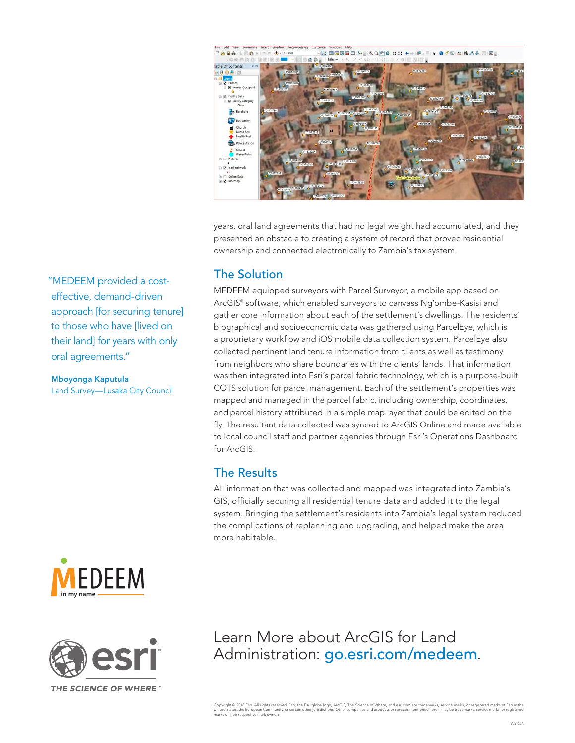years, oral land agreements that had no legal weight had accumulated, and they presented an obstacle to creating a system of record that proved residential ownership and connected electronically to Zambia's tax system.

"MEDEEM provided a cost-effective, demand-driven approach [for securing tenure] to those who have [lived on their land] for years with only oral agreements."

**Mboyonga Kaputula**
Land Survey—Lusaka City Council

## The Solution

MEDEEM equipped surveyors with Parcel Surveyor, a mobile app based on ArcGIS® software, which enabled surveyors to canvass Ng'ombe-Kasisi and gather core information about each of the settlement's dwellings. The residents' biographical and socioeconomic data was gathered using ParcelEye, which is a proprietary workflow and iOS mobile data collection system. ParcelEye also collected pertinent land tenure information from clients as well as testimony from neighbors who share boundaries with the clients' lands. That information was then integrated into Esri's parcel fabric technology, which is a purpose-built COTS solution for parcel management. Each of the settlement's properties was mapped and managed in the parcel fabric, including ownership, coordinates, and parcel history attributed in a simple map layer that could be edited on the fly. The resultant data collected was synced to ArcGIS Online and made available to local council staff and partner agencies through Esri's Operations Dashboard for ArcGIS.

## The Results

All information that was collected and mapped was integrated into Zambia's GIS, officially securing all residential tenure data and added it to the legal system. Bringing the settlement's residents into Zambia's legal system reduced the complications of replanning and upgrading, and helped make the area more habitable.

MEDEEM in my name

esri
THE SCIENCE OF WHERE™

Learn More about ArcGIS for Land Administration: go.esri.com/medeem.

Copyright © 2018 Esri. All rights reserved. Esri, the Esri globe logo, ArcGIS, The Science of Where, and esri.com are trademarks, service marks, or registered marks of Esri in the United States, the European Community, or certain other jurisdictions. Other companies and products or services mentioned herein may be trademarks, service marks, or registered marks of their respective mark owners.

G39943